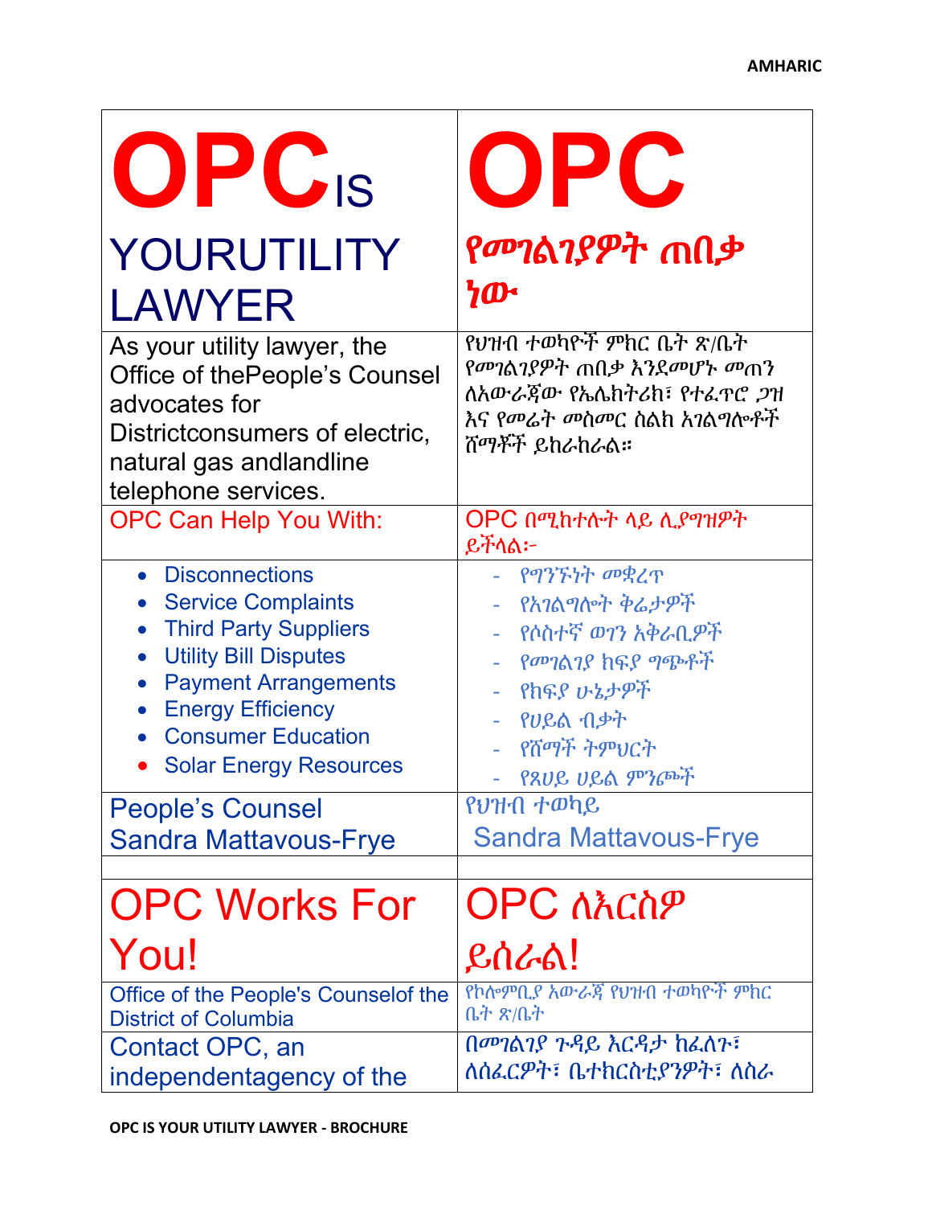| OPC IS YOURUTILITY LAWYER | OPC የመገልገያዎት ጠበቃ ነው |
|---|---|
| As your utility lawyer, the Office of thePeople's Counsel advocates for Districtconsumers of electric, natural gas andlandline telephone services. | የህዝብ ተወካዮች ምክር ቤት ጽ/ቤት የመገልገያዎት ጠበቃ እንደመሆኑ መጠን ለአውራጃው የኤሌክትሪክ፣ የተፈጥሮ ጋዝ እና የመሬት መስመር ስልክ አገልግሎቶች ሸማቾች ይከራከራል። |
| OPC Can Help You With: | OPC በሚከተሉት ላይ ሊያግዝዎት ይችላል፡- |
| • Disconnections<br>• Service Complaints<br>• Third Party Suppliers<br>• Utility Bill Disputes<br>• Payment Arrangements<br>• Energy Efficiency<br>• Consumer Education<br>• Solar Energy Resources | - የግንኙነት መቋረጥ<br>- የአገልግሎት ቅሬታዎች<br>- የሶስተኛ ወገን አቅራቢዎች<br>- የመገልገያ ክፍያ ግጭቶች<br>- የክፍያ ሁኔታዎች<br>- የሀይል ብቃት<br>- የሸማች ትምህርት<br>- የጸሀይ ሀይል ምንጮች |
| People's Counsel<br>Sandra Mattavous-Frye | የህዝብ ተወካይ<br>Sandra Mattavous-Frye |
| | |
| OPC Works For You! | OPC ለእርስዎ ይሰራል! |
| Office of the People's Counselof the District of Columbia | የኮሎምቢያ አውራጃ የህዝብ ተወካዮች ምክር ቤት ጽ/ቤት |
| Contact OPC, an independentagency of the | በመገልገያ ጉዳይ እርዳታ ከፈለጉ፣ ለሰፈርዎት፣ ቤተክርስቲያንዎት፣ ለስራ |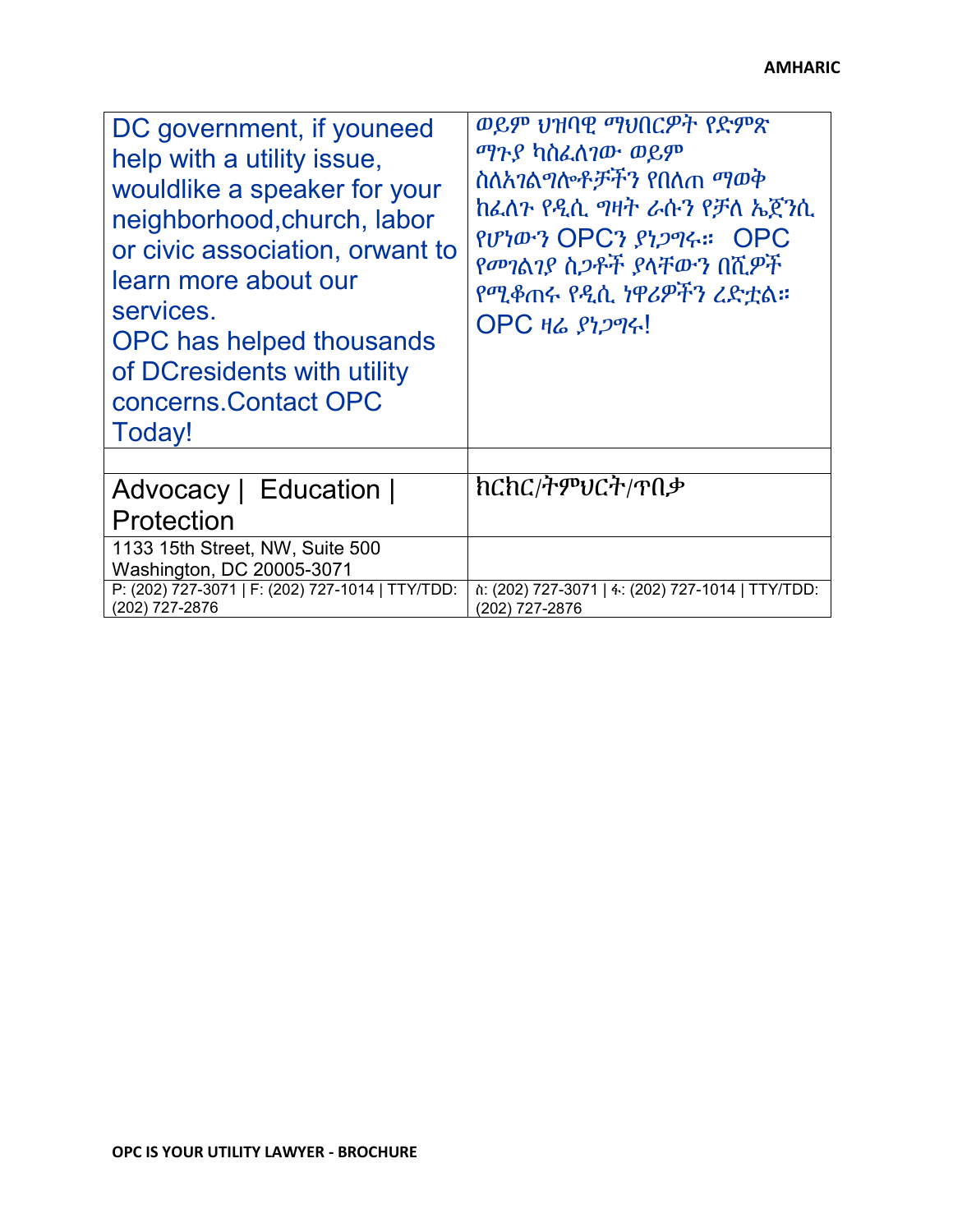| | |
|---|---|
| DC government, if youneed help with a utility issue, wouldlike a speaker for your neighborhood,church, labor or civic association, orwant to learn more about our services. OPC has helped thousands of DCresidents with utility concerns.Contact OPC Today! | ወይም ህዝባዊ ማህበርዎት የድምጽ ማጉያ ካስፈለገው ወይም ስለአገልግሎቶቻችን የበለጠ ማወቅ ከፈለጉ የዲሲ ግዛት ራሱን የቻለ ኤጀንሲ የሆነውን OPCን ያነጋግሩ። OPC የመገልገያ ስጋቶች ያላቸውን በሺዎች የሚቆጠሩ የዲሲ ነዋሪዎችን ረድቷል። OPC ዛሬ ያነጋግሩ! |
| | |
| Advocacy \| Education \| Protection | ክርክር/ትምህርት/ጥበቃ |
| 1133 15th Street, NW, Suite 500 Washington, DC 20005-3071 | |
| P: (202) 727-3071 \| F: (202) 727-1014 \| TTY/TDD: (202) 727-2876 | ስ: (202) 727-3071 \| ፋ: (202) 727-1014 \| TTY/TDD: (202) 727-2876 |